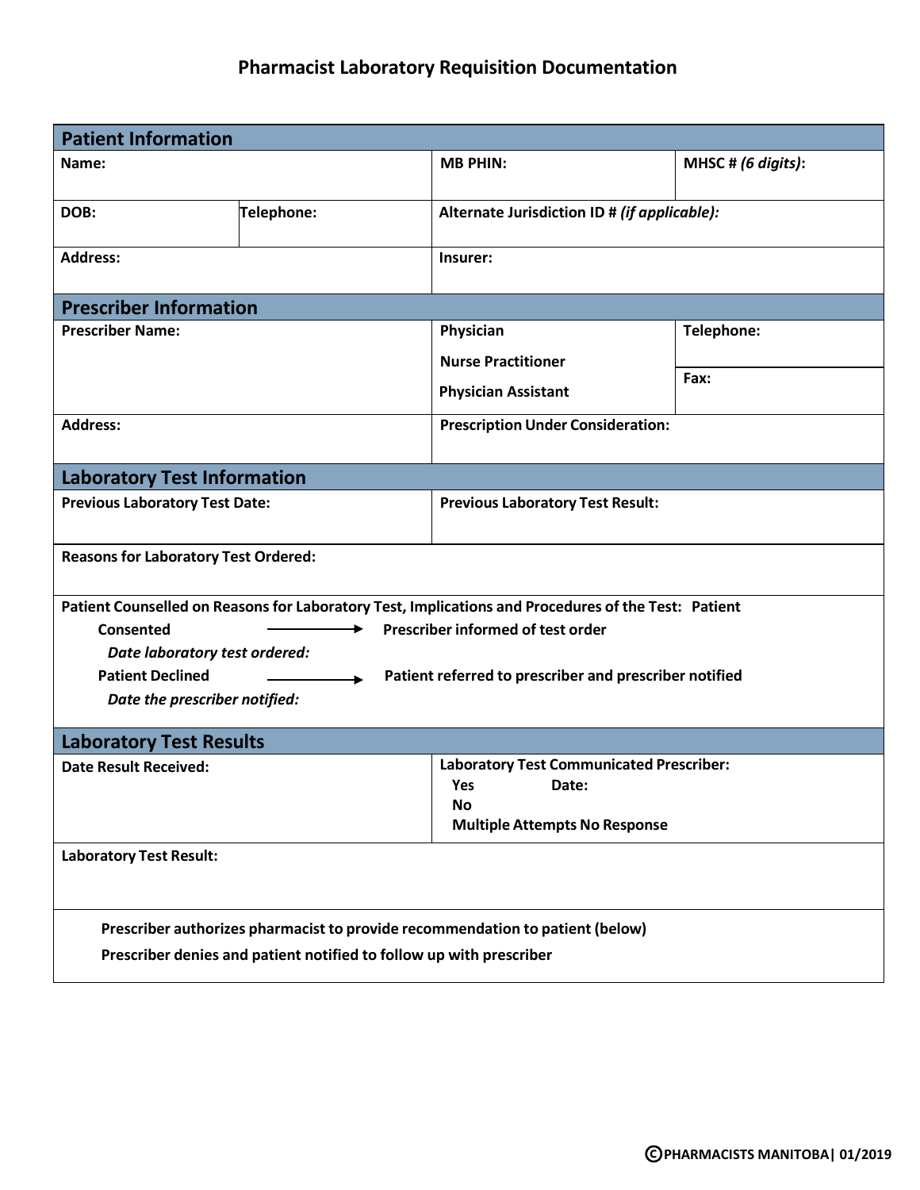# Pharmacist Laboratory Requisition Documentation

## Patient Information

| | | | |
|---|---|---|---|
| **Name:** | | **MB PHIN:** | **MHSC #** ***(6 digits)*****:** |
| **DOB:** | **Telephone:** | **Alternate Jurisdiction ID #** ***(if applicable):*** | |
| **Address:** | | **Insurer:** | |

## Prescriber Information

| | | |
|---|---|---|
| **Prescriber Name:** | **Physician**<br>**Nurse Practitioner**<br>**Physician Assistant** | **Telephone:**<br>**Fax:** |
| **Address:** | **Prescription Under Consideration:** | |

## Laboratory Test Information

| | |
|---|---|
| **Previous Laboratory Test Date:** | **Previous Laboratory Test Result:** |
| **Reasons for Laboratory Test Ordered:** | |

**Patient Counselled on Reasons for Laboratory Test, Implications and Procedures of the Test: Patient**

**Consented** → **Prescriber informed of test order**

***Date laboratory test ordered:***

**Patient Declined** → **Patient referred to prescriber and prescriber notified**

***Date the prescriber notified:***

## Laboratory Test Results

| | |
|---|---|
| **Date Result Received:** | **Laboratory Test Communicated Prescriber:**<br>**Yes** **Date:**<br>**No**<br>**Multiple Attempts No Response** |
| **Laboratory Test Result:** | |

**Prescriber authorizes pharmacist to provide recommendation to patient (below)**

**Prescriber denies and patient notified to follow up with prescriber**

©PHARMACISTS MANITOBA| 01/2019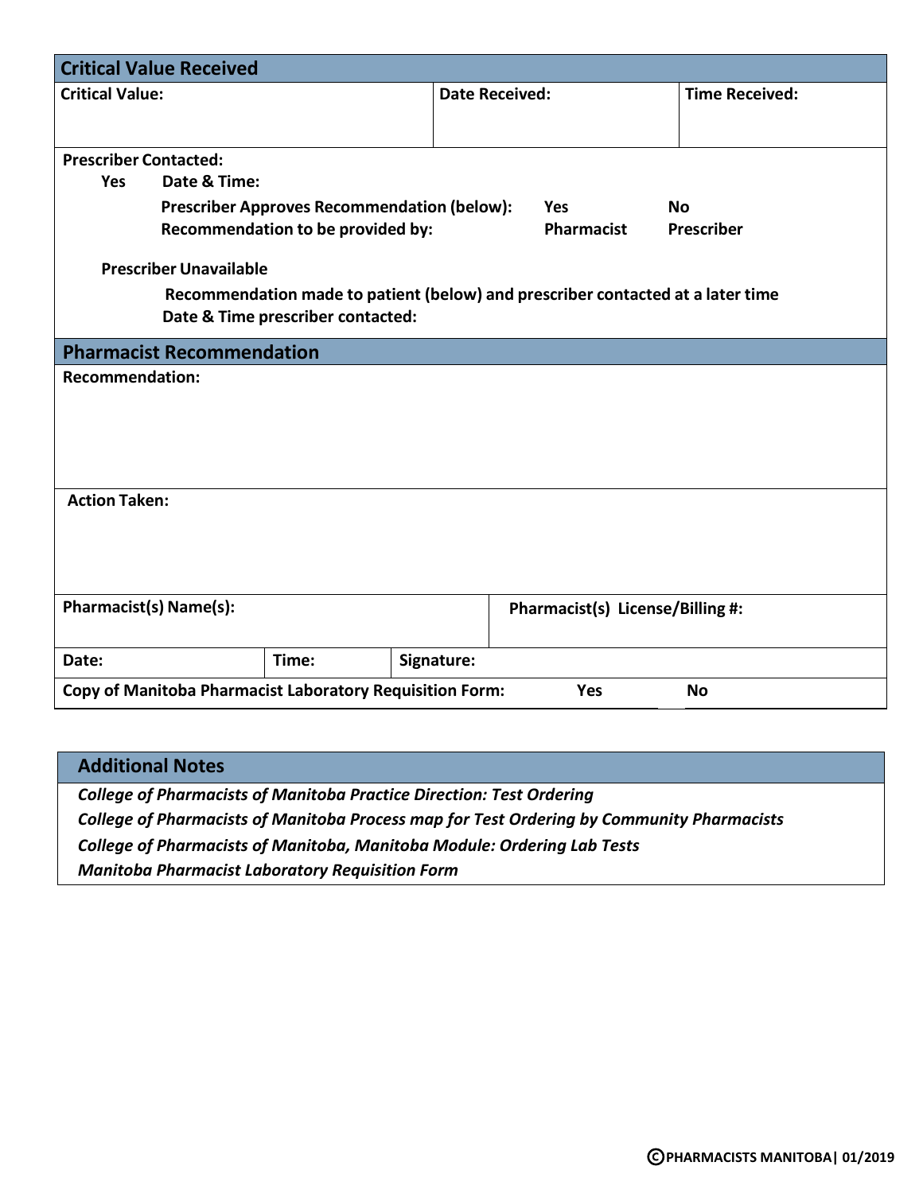## Critical Value Received

| Critical Value: | Date Received: | Time Received: |
|---|---|---|
| | | |

**Prescriber Contacted:**

**Yes** **Date & Time:**

**Prescriber Approves Recommendation (below):** **Yes** **No**

**Recommendation to be provided by:** **Pharmacist** **Prescriber**

**Prescriber Unavailable**

**Recommendation made to patient (below) and prescriber contacted at a later time**

**Date & Time prescriber contacted:**

## Pharmacist Recommendation

**Recommendation:**

**Action Taken:**

| Pharmacist(s) Name(s): | | Pharmacist(s) License/Billing #: |
|---|---|---|
| **Date:** | **Time:** | **Signature:** |

**Copy of Manitoba Pharmacist Laboratory Requisition Form:** **Yes** **No**

## Additional Notes

*College of Pharmacists of Manitoba Practice Direction: Test Ordering*

*College of Pharmacists of Manitoba Process map for Test Ordering by Community Pharmacists*

*College of Pharmacists of Manitoba, Manitoba Module: Ordering Lab Tests*

*Manitoba Pharmacist Laboratory Requisition Form*

©PHARMACISTS MANITOBA| 01/2019